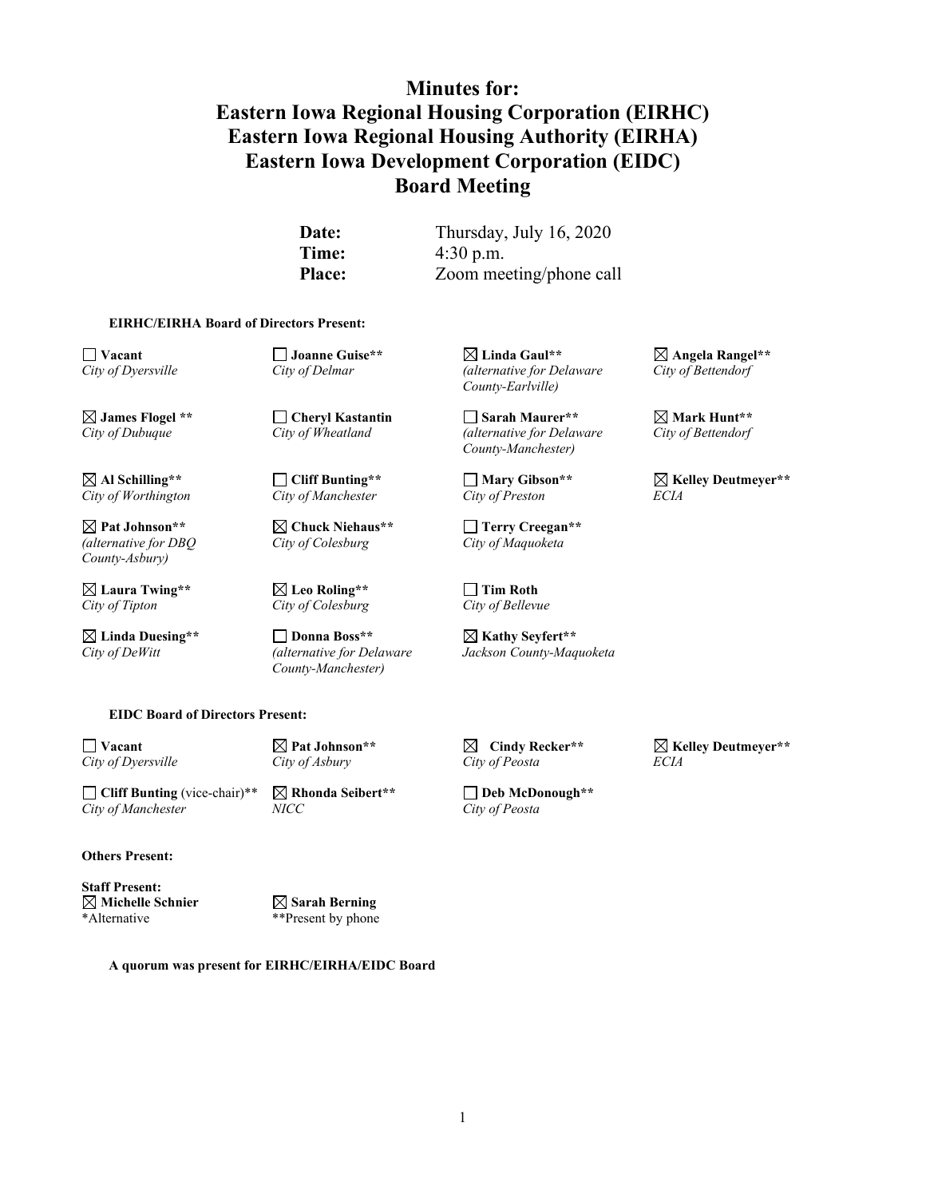# Minutes for:
# Eastern Iowa Regional Housing Corporation (EIRHC)
# Eastern Iowa Regional Housing Authority (EIRHA)
# Eastern Iowa Development Corporation (EIDC)
# Board Meeting

| | |
|---|---|
| **Date:** | Thursday, July 16, 2020 |
| **Time:** | 4:30 p.m. |
| **Place:** | Zoom meeting/phone call |

**EIRHC/EIRHA Board of Directors Present:**

| | | | |
|---|---|---|---|
| ☐ **Vacant**<br>*City of Dyersville* | ☐ **Joanne Guise****<br>*City of Delmar* | ☒ **Linda Gaul****<br>*(alternative for Delaware County-Earlville)* | ☒ **Angela Rangel****<br>*City of Bettendorf* |
| ☒ **James Flogel ****<br>*City of Dubuque* | ☐ **Cheryl Kastantin**<br>*City of Wheatland* | ☐ **Sarah Maurer****<br>*(alternative for Delaware County-Manchester)* | ☒ **Mark Hunt****<br>*City of Bettendorf* |
| ☒ **Al Schilling****<br>*City of Worthington* | ☐ **Cliff Bunting****<br>*City of Manchester* | ☐ **Mary Gibson****<br>*City of Preston* | ☒ **Kelley Deutmeyer****<br>*ECIA* |
| ☒ **Pat Johnson****<br>*(alternative for DBQ County-Asbury)* | ☒ **Chuck Niehaus****<br>*City of Colesburg* | ☐ **Terry Creegan****<br>*City of Maquoketa* | |
| ☒ **Laura Twing****<br>*City of Tipton* | ☒ **Leo Roling****<br>*City of Colesburg* | ☐ **Tim Roth**<br>*City of Bellevue* | |
| ☒ **Linda Duesing****<br>*City of DeWitt* | ☐ **Donna Boss****<br>*(alternative for Delaware County-Manchester)* | ☒ **Kathy Seyfert****<br>*Jackson County-Maquoketa* | |

**EIDC Board of Directors Present:**

| | | | |
|---|---|---|---|
| ☐ **Vacant**<br>*City of Dyersville* | ☒ **Pat Johnson****<br>*City of Asbury* | ☒ **Cindy Recker****<br>*City of Peosta* | ☒ **Kelley Deutmeyer****<br>*ECIA* |
| ☐ **Cliff Bunting** (vice-chair)**<br>*City of Manchester* | ☒ **Rhonda Seibert****<br>*NICC* | ☐ **Deb McDonough****<br>*City of Peosta* | |

**Others Present:**

**Staff Present:**

| | |
|---|---|
| ☒ **Michelle Schnier** | ☒ **Sarah Berning** |
| *Alternative | **Present by phone |

**A quorum was present for EIRHC/EIRHA/EIDC Board**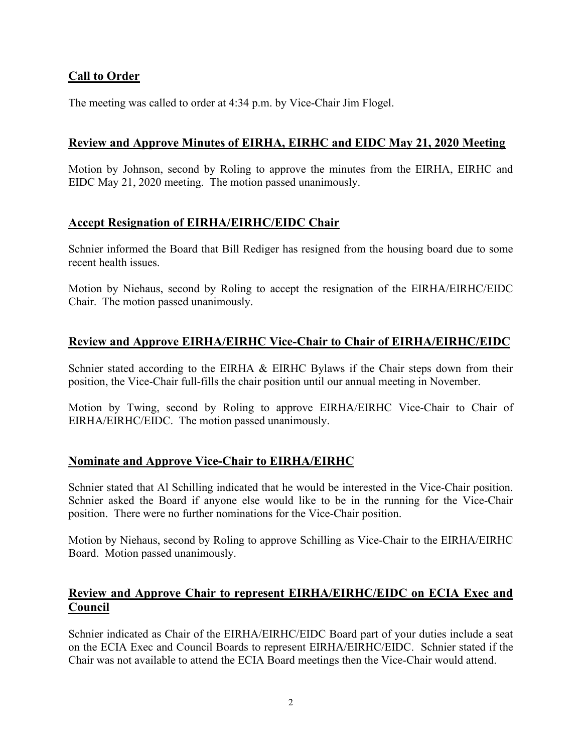## Call to Order

The meeting was called to order at 4:34 p.m. by Vice-Chair Jim Flogel.

## Review and Approve Minutes of EIRHA, EIRHC and EIDC May 21, 2020 Meeting

Motion by Johnson, second by Roling to approve the minutes from the EIRHA, EIRHC and EIDC May 21, 2020 meeting. The motion passed unanimously.

## Accept Resignation of EIRHA/EIRHC/EIDC Chair

Schnier informed the Board that Bill Rediger has resigned from the housing board due to some recent health issues.

Motion by Niehaus, second by Roling to accept the resignation of the EIRHA/EIRHC/EIDC Chair. The motion passed unanimously.

## Review and Approve EIRHA/EIRHC Vice-Chair to Chair of EIRHA/EIRHC/EIDC

Schnier stated according to the EIRHA & EIRHC Bylaws if the Chair steps down from their position, the Vice-Chair full-fills the chair position until our annual meeting in November.

Motion by Twing, second by Roling to approve EIRHA/EIRHC Vice-Chair to Chair of EIRHA/EIRHC/EIDC. The motion passed unanimously.

## Nominate and Approve Vice-Chair to EIRHA/EIRHC

Schnier stated that Al Schilling indicated that he would be interested in the Vice-Chair position. Schnier asked the Board if anyone else would like to be in the running for the Vice-Chair position. There were no further nominations for the Vice-Chair position.

Motion by Niehaus, second by Roling to approve Schilling as Vice-Chair to the EIRHA/EIRHC Board. Motion passed unanimously.

## Review and Approve Chair to represent EIRHA/EIRHC/EIDC on ECIA Exec and Council

Schnier indicated as Chair of the EIRHA/EIRHC/EIDC Board part of your duties include a seat on the ECIA Exec and Council Boards to represent EIRHA/EIRHC/EIDC. Schnier stated if the Chair was not available to attend the ECIA Board meetings then the Vice-Chair would attend.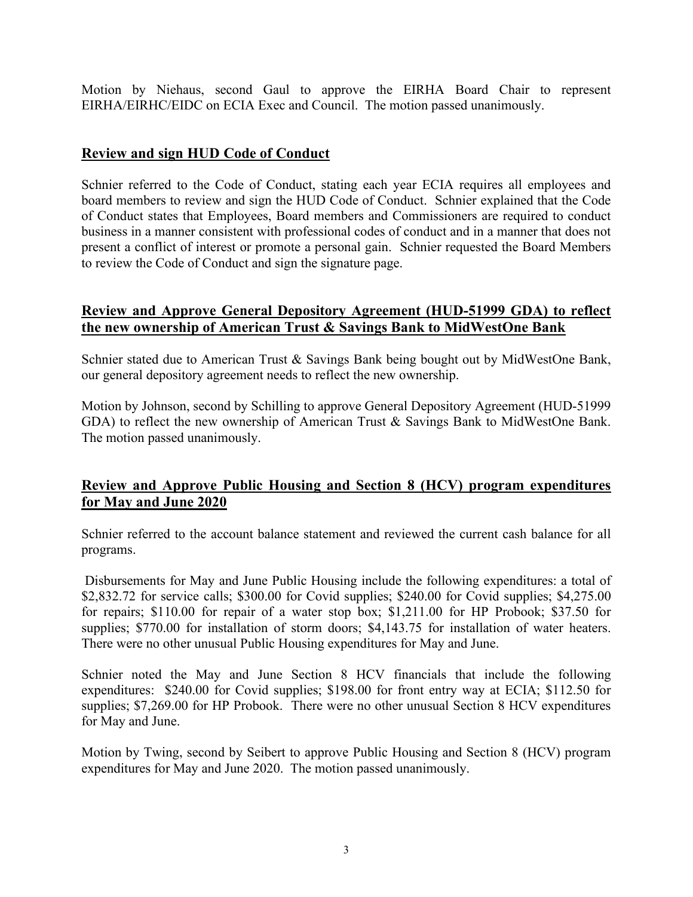Motion by Niehaus, second Gaul to approve the EIRHA Board Chair to represent EIRHA/EIRHC/EIDC on ECIA Exec and Council. The motion passed unanimously.

## **Review and sign HUD Code of Conduct**

Schnier referred to the Code of Conduct, stating each year ECIA requires all employees and board members to review and sign the HUD Code of Conduct. Schnier explained that the Code of Conduct states that Employees, Board members and Commissioners are required to conduct business in a manner consistent with professional codes of conduct and in a manner that does not present a conflict of interest or promote a personal gain. Schnier requested the Board Members to review the Code of Conduct and sign the signature page.

## **Review and Approve General Depository Agreement (HUD-51999 GDA) to reflect the new ownership of American Trust & Savings Bank to MidWestOne Bank**

Schnier stated due to American Trust & Savings Bank being bought out by MidWestOne Bank, our general depository agreement needs to reflect the new ownership.

Motion by Johnson, second by Schilling to approve General Depository Agreement (HUD-51999 GDA) to reflect the new ownership of American Trust & Savings Bank to MidWestOne Bank. The motion passed unanimously.

## **Review and Approve Public Housing and Section 8 (HCV) program expenditures for May and June 2020**

Schnier referred to the account balance statement and reviewed the current cash balance for all programs.

Disbursements for May and June Public Housing include the following expenditures: a total of $2,832.72 for service calls; $300.00 for Covid supplies; $240.00 for Covid supplies; $4,275.00 for repairs; $110.00 for repair of a water stop box; $1,211.00 for HP Probook; $37.50 for supplies; $770.00 for installation of storm doors; $4,143.75 for installation of water heaters. There were no other unusual Public Housing expenditures for May and June.

Schnier noted the May and June Section 8 HCV financials that include the following expenditures: $240.00 for Covid supplies; $198.00 for front entry way at ECIA; $112.50 for supplies; $7,269.00 for HP Probook. There were no other unusual Section 8 HCV expenditures for May and June.

Motion by Twing, second by Seibert to approve Public Housing and Section 8 (HCV) program expenditures for May and June 2020. The motion passed unanimously.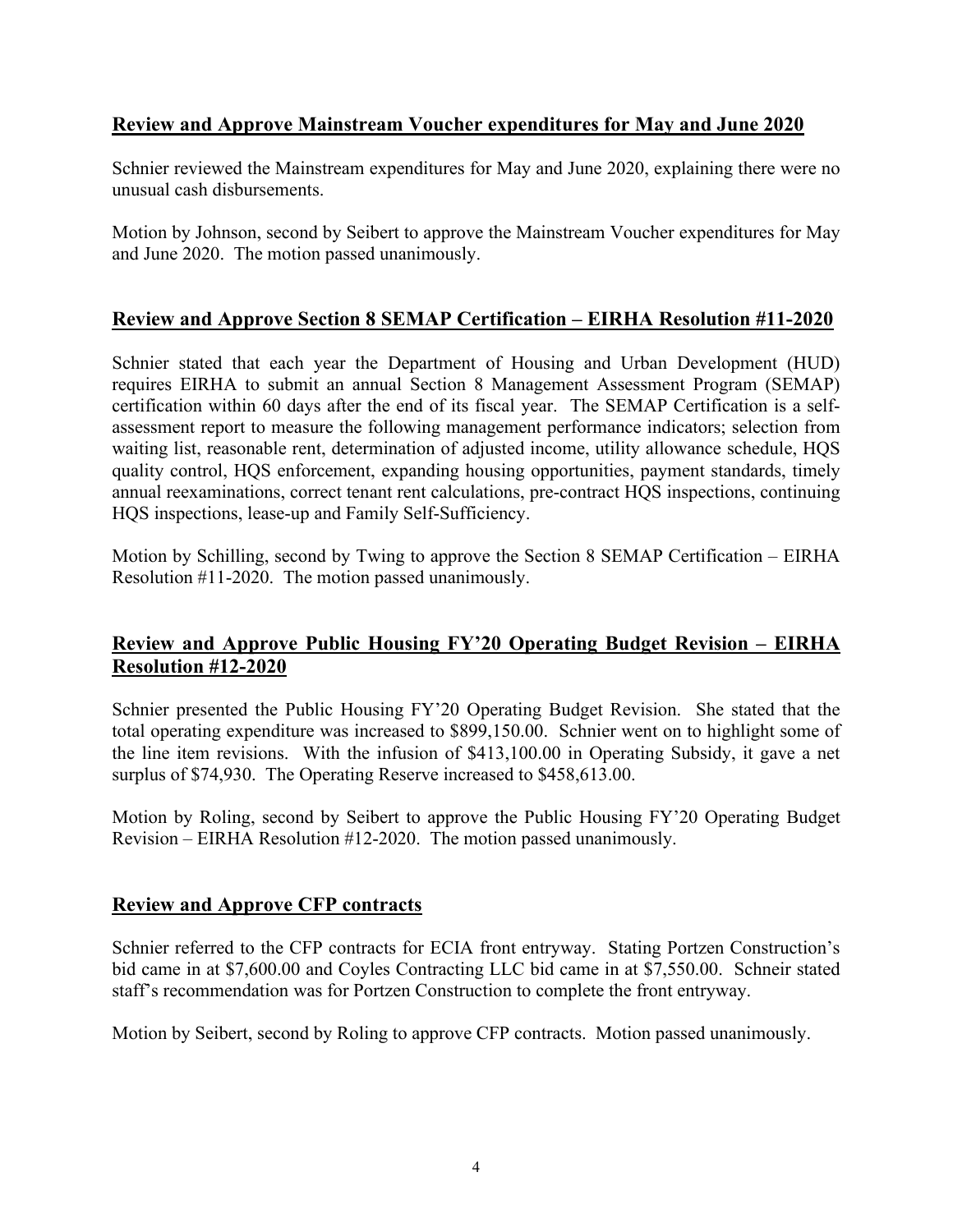## Review and Approve Mainstream Voucher expenditures for May and June 2020

Schnier reviewed the Mainstream expenditures for May and June 2020, explaining there were no unusual cash disbursements.

Motion by Johnson, second by Seibert to approve the Mainstream Voucher expenditures for May and June 2020. The motion passed unanimously.

## Review and Approve Section 8 SEMAP Certification – EIRHA Resolution #11-2020

Schnier stated that each year the Department of Housing and Urban Development (HUD) requires EIRHA to submit an annual Section 8 Management Assessment Program (SEMAP) certification within 60 days after the end of its fiscal year. The SEMAP Certification is a self-assessment report to measure the following management performance indicators; selection from waiting list, reasonable rent, determination of adjusted income, utility allowance schedule, HQS quality control, HQS enforcement, expanding housing opportunities, payment standards, timely annual reexaminations, correct tenant rent calculations, pre-contract HQS inspections, continuing HQS inspections, lease-up and Family Self-Sufficiency.

Motion by Schilling, second by Twing to approve the Section 8 SEMAP Certification – EIRHA Resolution #11-2020. The motion passed unanimously.

## Review and Approve Public Housing FY'20 Operating Budget Revision – EIRHA Resolution #12-2020

Schnier presented the Public Housing FY'20 Operating Budget Revision. She stated that the total operating expenditure was increased to $899,150.00. Schnier went on to highlight some of the line item revisions. With the infusion of $413,100.00 in Operating Subsidy, it gave a net surplus of $74,930. The Operating Reserve increased to $458,613.00.

Motion by Roling, second by Seibert to approve the Public Housing FY'20 Operating Budget Revision – EIRHA Resolution #12-2020. The motion passed unanimously.

## Review and Approve CFP contracts

Schnier referred to the CFP contracts for ECIA front entryway. Stating Portzen Construction's bid came in at $7,600.00 and Coyles Contracting LLC bid came in at $7,550.00. Schneir stated staff's recommendation was for Portzen Construction to complete the front entryway.

Motion by Seibert, second by Roling to approve CFP contracts. Motion passed unanimously.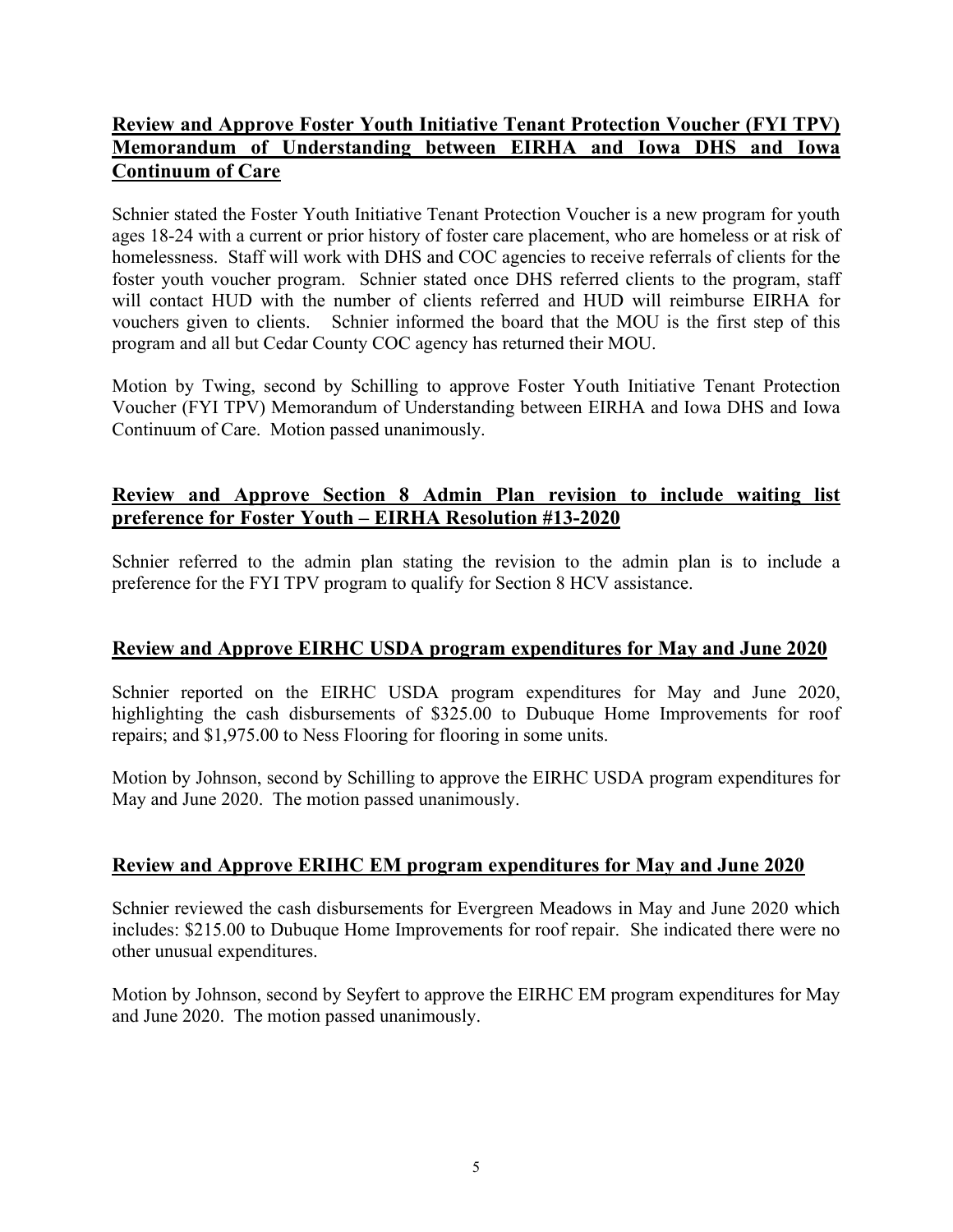**Review and Approve Foster Youth Initiative Tenant Protection Voucher (FYI TPV) Memorandum of Understanding between EIRHA and Iowa DHS and Iowa Continuum of Care**

Schnier stated the Foster Youth Initiative Tenant Protection Voucher is a new program for youth ages 18-24 with a current or prior history of foster care placement, who are homeless or at risk of homelessness. Staff will work with DHS and COC agencies to receive referrals of clients for the foster youth voucher program. Schnier stated once DHS referred clients to the program, staff will contact HUD with the number of clients referred and HUD will reimburse EIRHA for vouchers given to clients. Schnier informed the board that the MOU is the first step of this program and all but Cedar County COC agency has returned their MOU.

Motion by Twing, second by Schilling to approve Foster Youth Initiative Tenant Protection Voucher (FYI TPV) Memorandum of Understanding between EIRHA and Iowa DHS and Iowa Continuum of Care. Motion passed unanimously.

**Review and Approve Section 8 Admin Plan revision to include waiting list preference for Foster Youth – EIRHA Resolution #13-2020**

Schnier referred to the admin plan stating the revision to the admin plan is to include a preference for the FYI TPV program to qualify for Section 8 HCV assistance.

**Review and Approve EIRHC USDA program expenditures for May and June 2020**

Schnier reported on the EIRHC USDA program expenditures for May and June 2020, highlighting the cash disbursements of $325.00 to Dubuque Home Improvements for roof repairs; and $1,975.00 to Ness Flooring for flooring in some units.

Motion by Johnson, second by Schilling to approve the EIRHC USDA program expenditures for May and June 2020. The motion passed unanimously.

**Review and Approve ERIHC EM program expenditures for May and June 2020**

Schnier reviewed the cash disbursements for Evergreen Meadows in May and June 2020 which includes: $215.00 to Dubuque Home Improvements for roof repair. She indicated there were no other unusual expenditures.

Motion by Johnson, second by Seyfert to approve the EIRHC EM program expenditures for May and June 2020. The motion passed unanimously.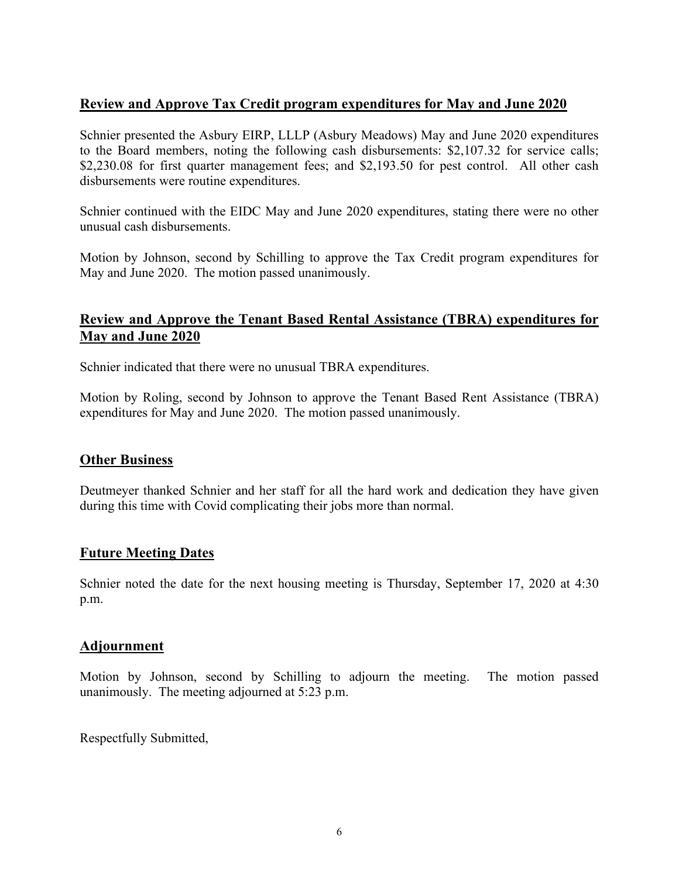## Review and Approve Tax Credit program expenditures for May and June 2020

Schnier presented the Asbury EIRP, LLLP (Asbury Meadows) May and June 2020 expenditures to the Board members, noting the following cash disbursements: $2,107.32 for service calls; $2,230.08 for first quarter management fees; and $2,193.50 for pest control. All other cash disbursements were routine expenditures.

Schnier continued with the EIDC May and June 2020 expenditures, stating there were no other unusual cash disbursements.

Motion by Johnson, second by Schilling to approve the Tax Credit program expenditures for May and June 2020. The motion passed unanimously.

## Review and Approve the Tenant Based Rental Assistance (TBRA) expenditures for May and June 2020

Schnier indicated that there were no unusual TBRA expenditures.

Motion by Roling, second by Johnson to approve the Tenant Based Rent Assistance (TBRA) expenditures for May and June 2020. The motion passed unanimously.

## Other Business

Deutmeyer thanked Schnier and her staff for all the hard work and dedication they have given during this time with Covid complicating their jobs more than normal.

## Future Meeting Dates

Schnier noted the date for the next housing meeting is Thursday, September 17, 2020 at 4:30 p.m.

## Adjournment

Motion by Johnson, second by Schilling to adjourn the meeting. The motion passed unanimously. The meeting adjourned at 5:23 p.m.

Respectfully Submitted,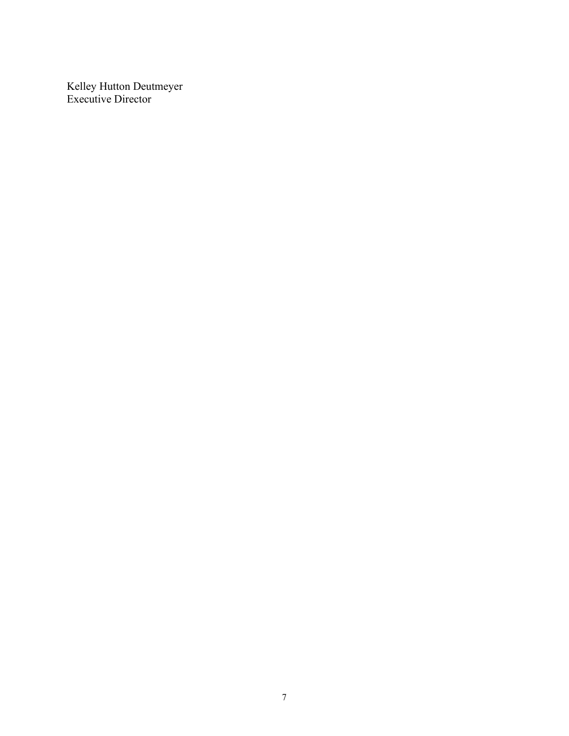Kelley Hutton Deutmeyer
Executive Director